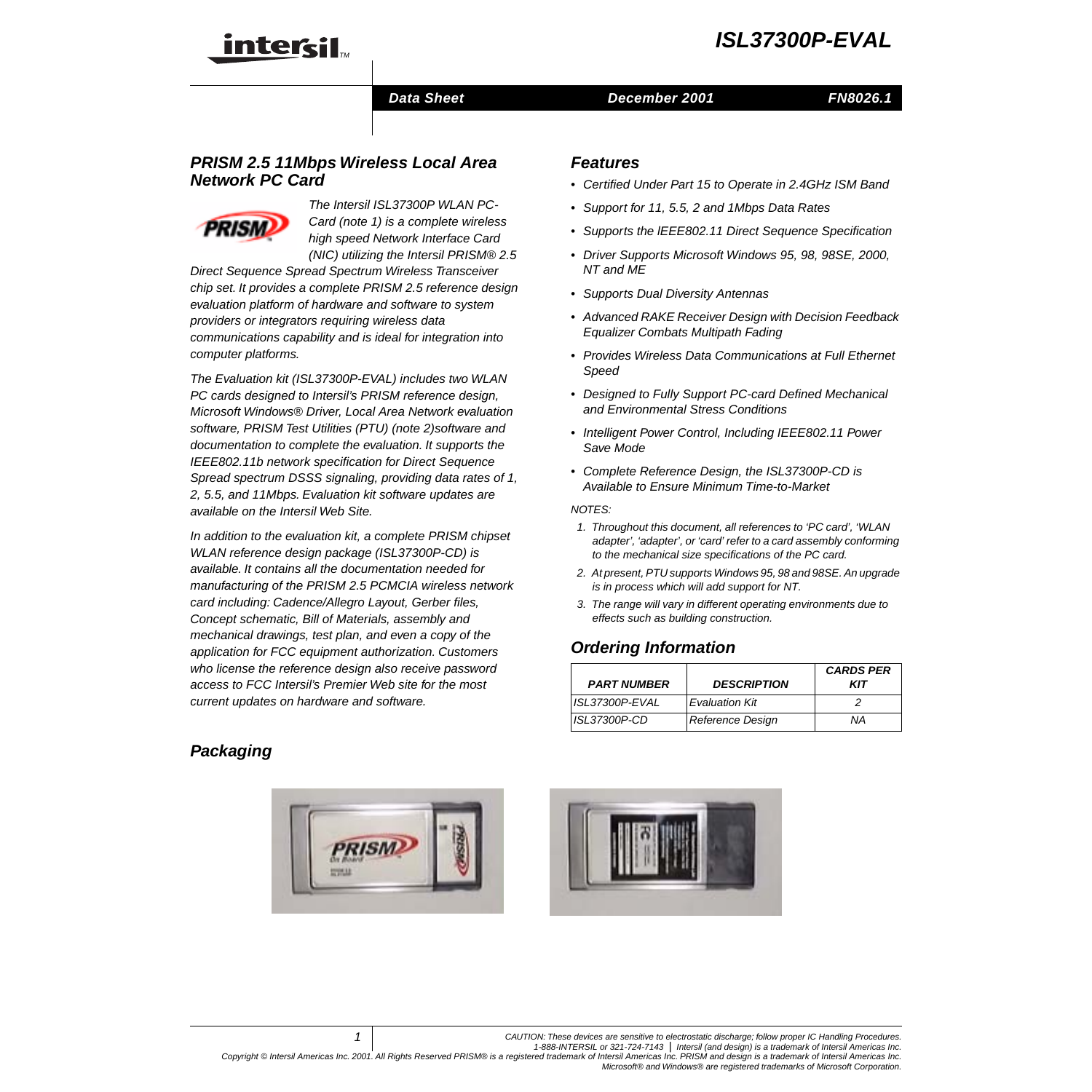# ISL37300P-EVAL

Data Sheet — December 2001 — FN8026.1

## PRISM 2.5 11Mbps Wireless Local Area Network PC Card

The Intersil ISL37300P WLAN PC-Card (note 1) is a complete wireless high speed Network Interface Card (NIC) utilizing the Intersil PRISM® 2.5 Direct Sequence Spread Spectrum Wireless Transceiver chip set. It provides a complete PRISM 2.5 reference design evaluation platform of hardware and software to system providers or integrators requiring wireless data communications capability and is ideal for integration into computer platforms.

The Evaluation kit (ISL37300P-EVAL) includes two WLAN PC cards designed to Intersil's PRISM reference design, Microsoft Windows® Driver, Local Area Network evaluation software, PRISM Test Utilities (PTU) (note 2)software and documentation to complete the evaluation. It supports the IEEE802.11b network specification for Direct Sequence Spread spectrum DSSS signaling, providing data rates of 1, 2, 5.5, and 11Mbps. Evaluation kit software updates are available on the Intersil Web Site.

In addition to the evaluation kit, a complete PRISM chipset WLAN reference design package (ISL37300P-CD) is available. It contains all the documentation needed for manufacturing of the PRISM 2.5 PCMCIA wireless network card including: Cadence/Allegro Layout, Gerber files, Concept schematic, Bill of Materials, assembly and mechanical drawings, test plan, and even a copy of the application for FCC equipment authorization. Customers who license the reference design also receive password access to FCC Intersil's Premier Web site for the most current updates on hardware and software.

## Features

- Certified Under Part 15 to Operate in 2.4GHz ISM Band
- Support for 11, 5.5, 2 and 1Mbps Data Rates
- Supports the IEEE802.11 Direct Sequence Specification
- Driver Supports Microsoft Windows 95, 98, 98SE, 2000, NT and ME
- Supports Dual Diversity Antennas
- Advanced RAKE Receiver Design with Decision Feedback Equalizer Combats Multipath Fading
- Provides Wireless Data Communications at Full Ethernet Speed
- Designed to Fully Support PC-card Defined Mechanical and Environmental Stress Conditions
- Intelligent Power Control, Including IEEE802.11 Power Save Mode
- Complete Reference Design, the ISL37300P-CD is Available to Ensure Minimum Time-to-Market

NOTES:

1. Throughout this document, all references to 'PC card', 'WLAN adapter', 'adapter', or 'card' refer to a card assembly conforming to the mechanical size specifications of the PC card.
2. At present, PTU supports Windows 95, 98 and 98SE. An upgrade is in process which will add support for NT.
3. The range will vary in different operating environments due to effects such as building construction.

## Ordering Information

| PART NUMBER | DESCRIPTION | CARDS PER KIT |
|---|---|---|
| ISL37300P-EVAL | Evaluation Kit | 2 |
| ISL37300P-CD | Reference Design | NA |

## Packaging

CAUTION: These devices are sensitive to electrostatic discharge; follow proper IC Handling Procedures.
1-888-INTERSIL or 321-724-7143 | Intersil (and design) is a trademark of Intersil Americas Inc.
Copyright © Intersil Americas Inc. 2001. All Rights Reserved PRISM® is a registered trademark of Intersil Americas Inc. PRISM and design is a trademark of Intersil Americas Inc.
Microsoft® and Windows® are registered trademarks of Microsoft Corporation.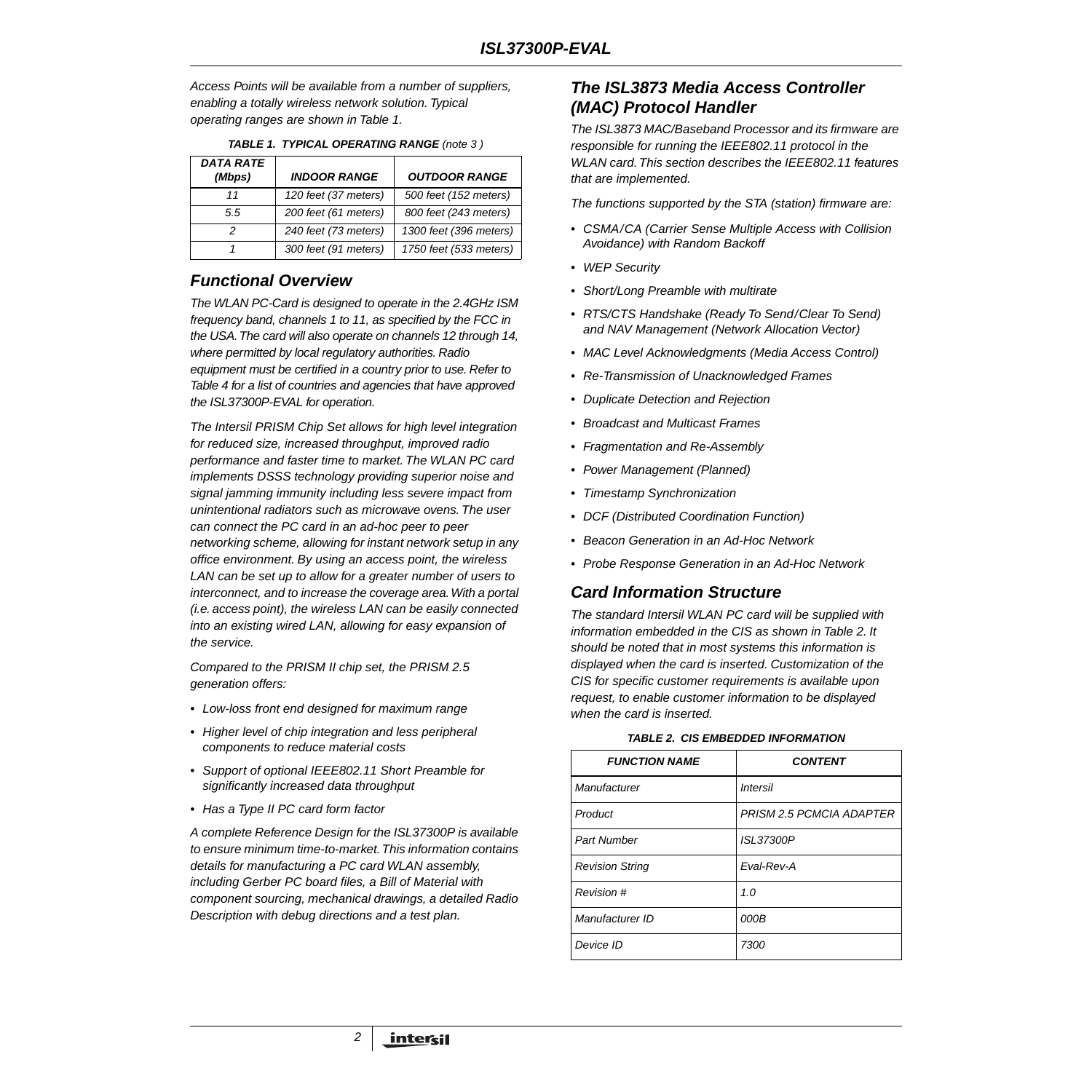*Access Points will be available from a number of suppliers, enabling a totally wireless network solution. Typical operating ranges are shown in Table 1.*

**TABLE 1. TYPICAL OPERATING RANGE** *(note 3 )*

| DATA RATE (Mbps) | INDOOR RANGE | OUTDOOR RANGE |
|---|---|---|
| 11 | 120 feet (37 meters) | 500 feet (152 meters) |
| 5.5 | 200 feet (61 meters) | 800 feet (243 meters) |
| 2 | 240 feet (73 meters) | 1300 feet (396 meters) |
| 1 | 300 feet (91 meters) | 1750 feet (533 meters) |

## Functional Overview

*The WLAN PC-Card is designed to operate in the 2.4GHz ISM frequency band, channels 1 to 11, as specified by the FCC in the USA. The card will also operate on channels 12 through 14, where permitted by local regulatory authorities. Radio equipment must be certified in a country prior to use. Refer to Table 4 for a list of countries and agencies that have approved the ISL37300P-EVAL for operation.*

*The Intersil PRISM Chip Set allows for high level integration for reduced size, increased throughput, improved radio performance and faster time to market. The WLAN PC card implements DSSS technology providing superior noise and signal jamming immunity including less severe impact from unintentional radiators such as microwave ovens. The user can connect the PC card in an ad-hoc peer to peer networking scheme, allowing for instant network setup in any office environment. By using an access point, the wireless LAN can be set up to allow for a greater number of users to interconnect, and to increase the coverage area. With a portal (i.e. access point), the wireless LAN can be easily connected into an existing wired LAN, allowing for easy expansion of the service.*

*Compared to the PRISM II chip set, the PRISM 2.5 generation offers:*

- *Low-loss front end designed for maximum range*
- *Higher level of chip integration and less peripheral components to reduce material costs*
- *Support of optional IEEE802.11 Short Preamble for significantly increased data throughput*
- *Has a Type II PC card form factor*

*A complete Reference Design for the ISL37300P is available to ensure minimum time-to-market. This information contains details for manufacturing a PC card WLAN assembly, including Gerber PC board files, a Bill of Material with component sourcing, mechanical drawings, a detailed Radio Description with debug directions and a test plan.*

## The ISL3873 Media Access Controller (MAC) Protocol Handler

*The ISL3873 MAC/Baseband Processor and its firmware are responsible for running the IEEE802.11 protocol in the WLAN card. This section describes the IEEE802.11 features that are implemented.*

*The functions supported by the STA (station) firmware are:*

- *CSMA/CA (Carrier Sense Multiple Access with Collision Avoidance) with Random Backoff*
- *WEP Security*
- *Short/Long Preamble with multirate*
- *RTS/CTS Handshake (Ready To Send/Clear To Send) and NAV Management (Network Allocation Vector)*
- *MAC Level Acknowledgments (Media Access Control)*
- *Re-Transmission of Unacknowledged Frames*
- *Duplicate Detection and Rejection*
- *Broadcast and Multicast Frames*
- *Fragmentation and Re-Assembly*
- *Power Management (Planned)*
- *Timestamp Synchronization*
- *DCF (Distributed Coordination Function)*
- *Beacon Generation in an Ad-Hoc Network*
- *Probe Response Generation in an Ad-Hoc Network*

## Card Information Structure

*The standard Intersil WLAN PC card will be supplied with information embedded in the CIS as shown in Table 2. It should be noted that in most systems this information is displayed when the card is inserted. Customization of the CIS for specific customer requirements is available upon request, to enable customer information to be displayed when the card is inserted.*

**TABLE 2. CIS EMBEDDED INFORMATION**

| FUNCTION NAME | CONTENT |
|---|---|
| Manufacturer | Intersil |
| Product | PRISM 2.5 PCMCIA ADAPTER |
| Part Number | ISL37300P |
| Revision String | Eval-Rev-A |
| Revision # | 1.0 |
| Manufacturer ID | 000B |
| Device ID | 7300 |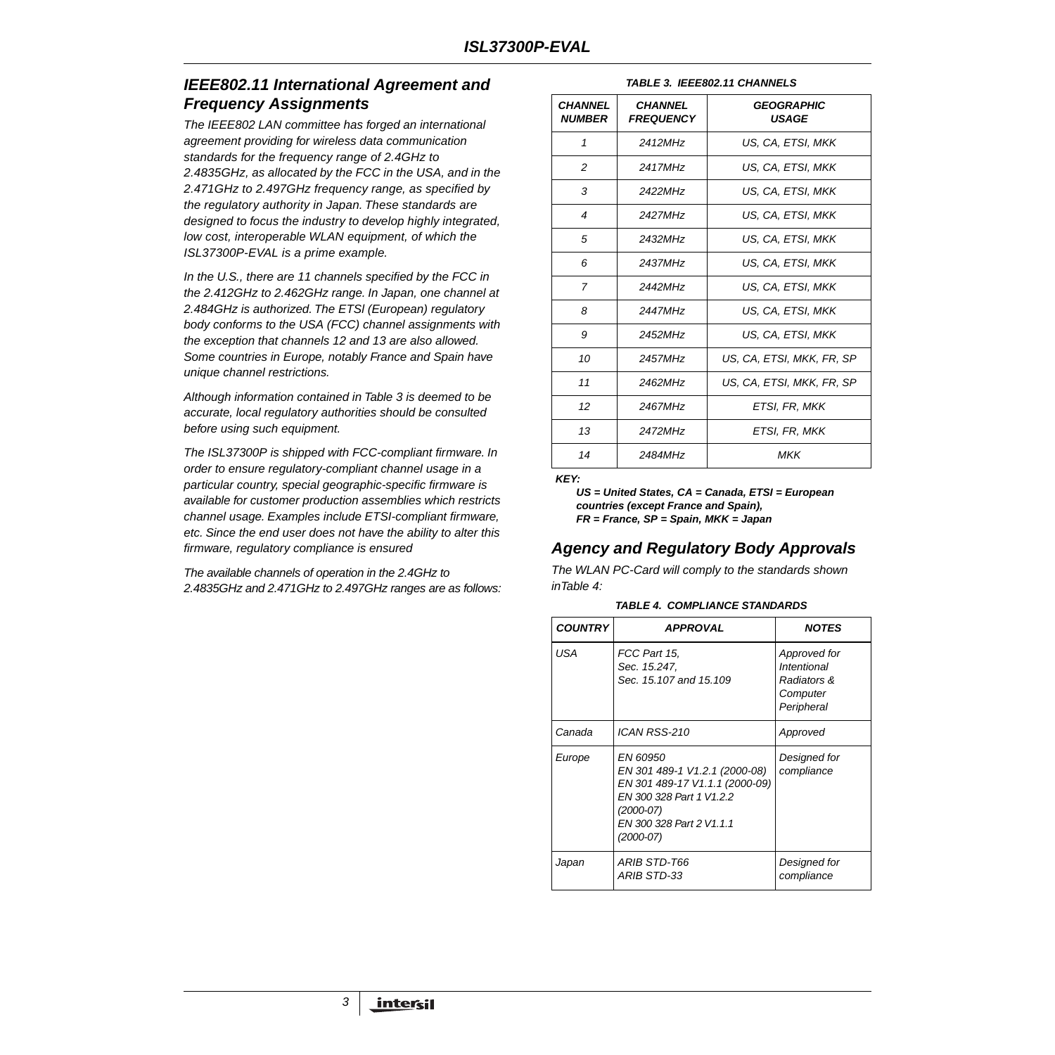## IEEE802.11 International Agreement and Frequency Assignments

The IEEE802 LAN committee has forged an international agreement providing for wireless data communication standards for the frequency range of 2.4GHz to 2.4835GHz, as allocated by the FCC in the USA, and in the 2.471GHz to 2.497GHz frequency range, as specified by the regulatory authority in Japan. These standards are designed to focus the industry to develop highly integrated, low cost, interoperable WLAN equipment, of which the ISL37300P-EVAL is a prime example.

In the U.S., there are 11 channels specified by the FCC in the 2.412GHz to 2.462GHz range. In Japan, one channel at 2.484GHz is authorized. The ETSI (European) regulatory body conforms to the USA (FCC) channel assignments with the exception that channels 12 and 13 are also allowed. Some countries in Europe, notably France and Spain have unique channel restrictions.

Although information contained in Table 3 is deemed to be accurate, local regulatory authorities should be consulted before using such equipment.

The ISL37300P is shipped with FCC-compliant firmware. In order to ensure regulatory-compliant channel usage in a particular country, special geographic-specific firmware is available for customer production assemblies which restricts channel usage. Examples include ETSI-compliant firmware, etc. Since the end user does not have the ability to alter this firmware, regulatory compliance is ensured

The available channels of operation in the 2.4GHz to 2.4835GHz and 2.471GHz to 2.497GHz ranges are as follows:

**TABLE 3. IEEE802.11 CHANNELS**

| CHANNEL NUMBER | CHANNEL FREQUENCY | GEOGRAPHIC USAGE |
|---|---|---|
| 1 | 2412MHz | US, CA, ETSI, MKK |
| 2 | 2417MHz | US, CA, ETSI, MKK |
| 3 | 2422MHz | US, CA, ETSI, MKK |
| 4 | 2427MHz | US, CA, ETSI, MKK |
| 5 | 2432MHz | US, CA, ETSI, MKK |
| 6 | 2437MHz | US, CA, ETSI, MKK |
| 7 | 2442MHz | US, CA, ETSI, MKK |
| 8 | 2447MHz | US, CA, ETSI, MKK |
| 9 | 2452MHz | US, CA, ETSI, MKK |
| 10 | 2457MHz | US, CA, ETSI, MKK, FR, SP |
| 11 | 2462MHz | US, CA, ETSI, MKK, FR, SP |
| 12 | 2467MHz | ETSI, FR, MKK |
| 13 | 2472MHz | ETSI, FR, MKK |
| 14 | 2484MHz | MKK |

**KEY:**

**US = United States, CA = Canada, ETSI = European countries (except France and Spain), FR = France, SP = Spain, MKK = Japan**

## Agency and Regulatory Body Approvals

The WLAN PC-Card will comply to the standards shown inTable 4:

**TABLE 4. COMPLIANCE STANDARDS**

| COUNTRY | APPROVAL | NOTES |
|---|---|---|
| USA | FCC Part 15, Sec. 15.247, Sec. 15.107 and 15.109 | Approved for Intentional Radiators & Computer Peripheral |
| Canada | ICAN RSS-210 | Approved |
| Europe | EN 60950<br>EN 301 489-1 V1.2.1 (2000-08)<br>EN 301 489-17 V1.1.1 (2000-09)<br>EN 300 328 Part 1 V1.2.2 (2000-07)<br>EN 300 328 Part 2 V1.1.1 (2000-07) | Designed for compliance |
| Japan | ARIB STD-T66<br>ARIB STD-33 | Designed for compliance |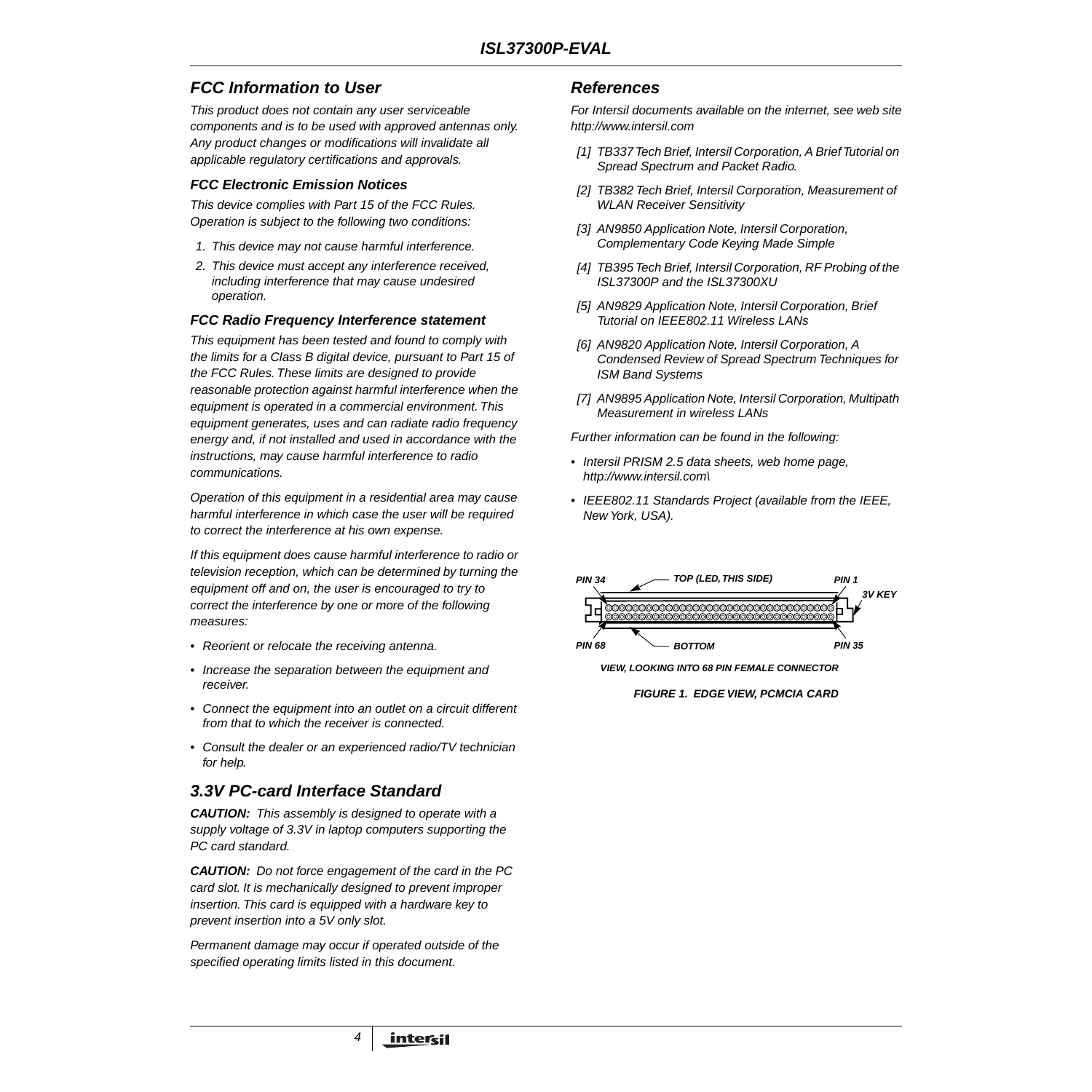## FCC Information to User

*This product does not contain any user serviceable components and is to be used with approved antennas only. Any product changes or modifications will invalidate all applicable regulatory certifications and approvals.*

### FCC Electronic Emission Notices

*This device complies with Part 15 of the FCC Rules. Operation is subject to the following two conditions:*

1. *This device may not cause harmful interference.*
2. *This device must accept any interference received, including interference that may cause undesired operation.*

### FCC Radio Frequency Interference statement

*This equipment has been tested and found to comply with the limits for a Class B digital device, pursuant to Part 15 of the FCC Rules. These limits are designed to provide reasonable protection against harmful interference when the equipment is operated in a commercial environment. This equipment generates, uses and can radiate radio frequency energy and, if not installed and used in accordance with the instructions, may cause harmful interference to radio communications.*

*Operation of this equipment in a residential area may cause harmful interference in which case the user will be required to correct the interference at his own expense.*

*If this equipment does cause harmful interference to radio or television reception, which can be determined by turning the equipment off and on, the user is encouraged to try to correct the interference by one or more of the following measures:*

- *Reorient or relocate the receiving antenna.*
- *Increase the separation between the equipment and receiver.*
- *Connect the equipment into an outlet on a circuit different from that to which the receiver is connected.*
- *Consult the dealer or an experienced radio/TV technician for help.*

## 3.3V PC-card Interface Standard

***CAUTION:*** *This assembly is designed to operate with a supply voltage of 3.3V in laptop computers supporting the PC card standard.*

***CAUTION:*** *Do not force engagement of the card in the PC card slot. It is mechanically designed to prevent improper insertion. This card is equipped with a hardware key to prevent insertion into a 5V only slot.*

*Permanent damage may occur if operated outside of the specified operating limits listed in this document.*

## References

*For Intersil documents available on the internet, see web site http://www.intersil.com*

[1] *TB337 Tech Brief, Intersil Corporation, A Brief Tutorial on Spread Spectrum and Packet Radio.*

[2] *TB382 Tech Brief, Intersil Corporation, Measurement of WLAN Receiver Sensitivity*

[3] *AN9850 Application Note, Intersil Corporation, Complementary Code Keying Made Simple*

[4] *TB395 Tech Brief, Intersil Corporation, RF Probing of the ISL37300P and the ISL37300XU*

[5] *AN9829 Application Note, Intersil Corporation, Brief Tutorial on IEEE802.11 Wireless LANs*

[6] *AN9820 Application Note, Intersil Corporation, A Condensed Review of Spread Spectrum Techniques for ISM Band Systems*

[7] *AN9895 Application Note, Intersil Corporation, Multipath Measurement in wireless LANs*

*Further information can be found in the following:*

- *Intersil PRISM 2.5 data sheets, web home page, http://www.intersil.com\*
- *IEEE802.11 Standards Project (available from the IEEE, New York, USA).*

PIN 34 — TOP (LED, THIS SIDE) — PIN 1 — 3V KEY

PIN 68 — BOTTOM — PIN 35

VIEW, LOOKING INTO 68 PIN FEMALE CONNECTOR

**FIGURE 1. EDGE VIEW, PCMCIA CARD**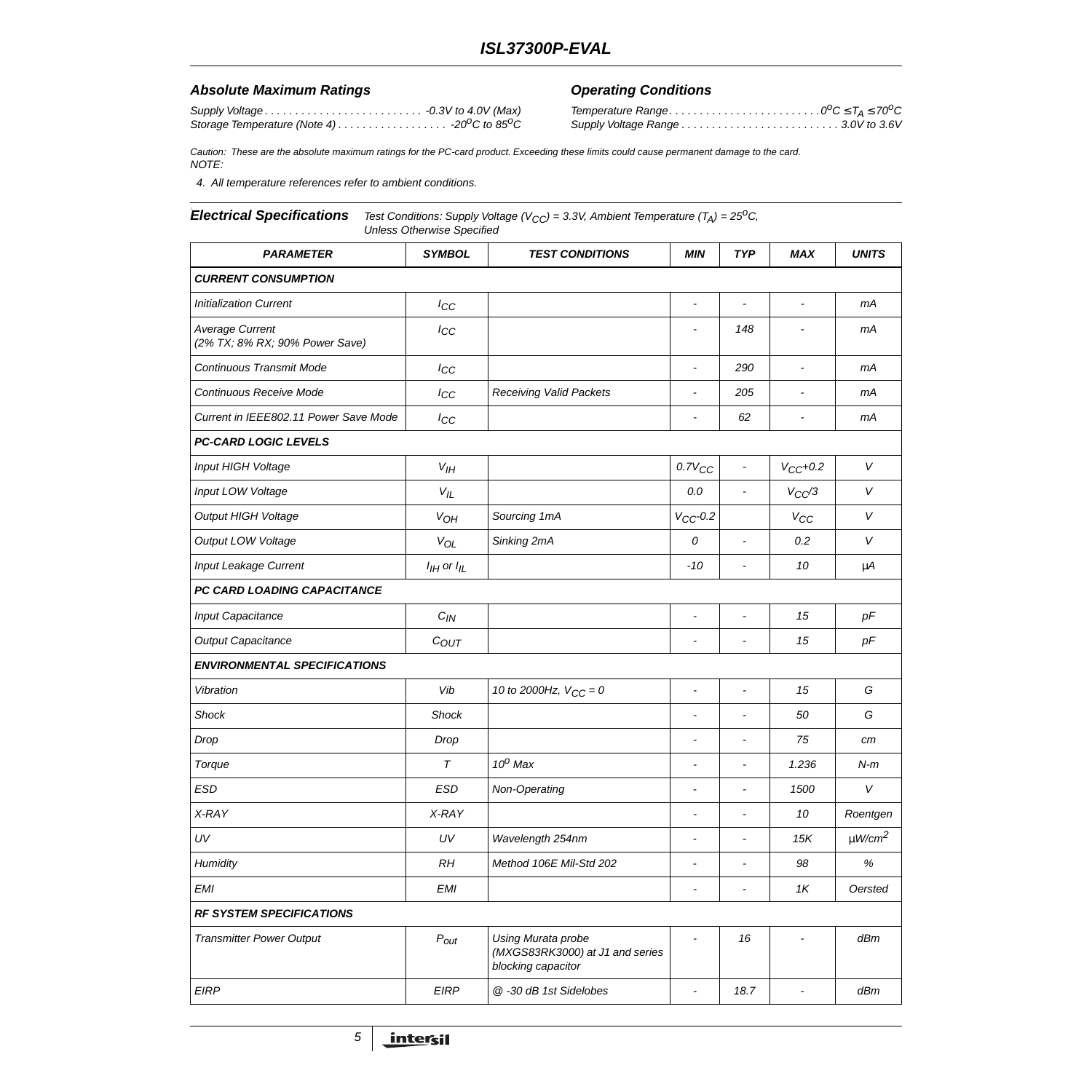### Absolute Maximum Ratings

Supply Voltage . . . . . . . . . . . . . . . . . . . . . . . . . . -0.3V to 4.0V (Max)
Storage Temperature (Note 4) . . . . . . . . . . . . . . . . . . $-20^oC$ to $85^oC$

### Operating Conditions

Temperature Range . . . . . . . . . . . . . . . . . . . . . . . . . $0^oC \le T_A \le 70^oC$
Supply Voltage Range . . . . . . . . . . . . . . . . . . . . . . . . . . 3.0V to 3.6V

*Caution: These are the absolute maximum ratings for the PC-card product. Exceeding these limits could cause permanent damage to the card.*

*NOTE:*

4. *All temperature references refer to ambient conditions.*

### Electrical Specifications

*Test Conditions: Supply Voltage ($V_{CC}$) = 3.3V, Ambient Temperature ($T_A$) = $25^oC$, Unless Otherwise Specified*

| PARAMETER | SYMBOL | TEST CONDITIONS | MIN | TYP | MAX | UNITS |
|---|---|---|---|---|---|---|
| **CURRENT CONSUMPTION** | | | | | | |
| Initialization Current | $I_{CC}$ | | - | - | - | mA |
| Average Current (2% TX; 8% RX; 90% Power Save) | $I_{CC}$ | | - | 148 | - | mA |
| Continuous Transmit Mode | $I_{CC}$ | | - | 290 | - | mA |
| Continuous Receive Mode | $I_{CC}$ | Receiving Valid Packets | - | 205 | - | mA |
| Current in IEEE802.11 Power Save Mode | $I_{CC}$ | | - | 62 | - | mA |
| **PC-CARD LOGIC LEVELS** | | | | | | |
| Input HIGH Voltage | $V_{IH}$ | | $0.7V_{CC}$ | - | $V_{CC}$+0.2 | V |
| Input LOW Voltage | $V_{IL}$ | | 0.0 | - | $V_{CC}/3$ | V |
| Output HIGH Voltage | $V_{OH}$ | Sourcing 1mA | $V_{CC}$-0.2 | | $V_{CC}$ | V |
| Output LOW Voltage | $V_{OL}$ | Sinking 2mA | 0 | - | 0.2 | V |
| Input Leakage Current | $I_{IH}$ or $I_{IL}$ | | -10 | - | 10 | μA |
| **PC CARD LOADING CAPACITANCE** | | | | | | |
| Input Capacitance | $C_{IN}$ | | - | - | 15 | pF |
| Output Capacitance | $C_{OUT}$ | | - | - | 15 | pF |
| **ENVIRONMENTAL SPECIFICATIONS** | | | | | | |
| Vibration | Vib | 10 to 2000Hz, $V_{CC}$ = 0 | - | - | 15 | G |
| Shock | Shock | | - | - | 50 | G |
| Drop | Drop | | - | - | 75 | cm |
| Torque | T | $10^o$ Max | - | - | 1.236 | N-m |
| ESD | ESD | Non-Operating | - | - | 1500 | V |
| X-RAY | X-RAY | | - | - | 10 | Roentgen |
| UV | UV | Wavelength 254nm | - | - | 15K | μW/cm$^2$ |
| Humidity | RH | Method 106E Mil-Std 202 | - | - | 98 | % |
| EMI | EMI | | - | - | 1K | Oersted |
| **RF SYSTEM SPECIFICATIONS** | | | | | | |
| Transmitter Power Output | $P_{out}$ | Using Murata probe (MXGS83RK3000) at J1 and series blocking capacitor | - | 16 | - | dBm |
| EIRP | EIRP | @ -30 dB 1st Sidelobes | - | 18.7 | - | dBm |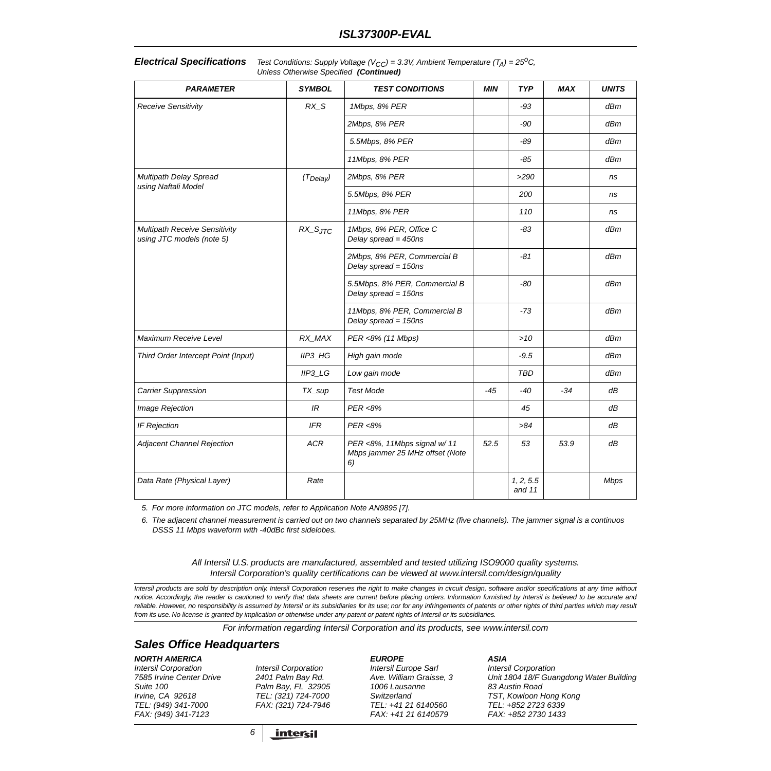**Electrical Specifications** *Test Conditions: Supply Voltage ($V_{CC}$) = 3.3V, Ambient Temperature ($T_A$) = 25°C, Unless Otherwise Specified* ***(Continued)***

| PARAMETER | SYMBOL | TEST CONDITIONS | MIN | TYP | MAX | UNITS |
|---|---|---|---|---|---|---|
| Receive Sensitivity | RX_S | 1Mbps, 8% PER | | -93 | | dBm |
| | | 2Mbps, 8% PER | | -90 | | dBm |
| | | 5.5Mbps, 8% PER | | -89 | | dBm |
| | | 11Mbps, 8% PER | | -85 | | dBm |
| Multipath Delay Spread using Naftali Model | ($T_{Delay}$) | 2Mbps, 8% PER | | >290 | | ns |
| | | 5.5Mbps, 8% PER | | 200 | | ns |
| | | 11Mbps, 8% PER | | 110 | | ns |
| Multipath Receive Sensitivity using JTC models (note 5) | $RX\_S_{JTC}$ | 1Mbps, 8% PER, Office C Delay spread = 450ns | | -83 | | dBm |
| | | 2Mbps, 8% PER, Commercial B Delay spread = 150ns | | -81 | | dBm |
| | | 5.5Mbps, 8% PER, Commercial B Delay spread = 150ns | | -80 | | dBm |
| | | 11Mbps, 8% PER, Commercial B Delay spread = 150ns | | -73 | | dBm |
| Maximum Receive Level | RX_MAX | PER <8% (11 Mbps) | | >10 | | dBm |
| Third Order Intercept Point (Input) | IIP3_HG | High gain mode | | -9.5 | | dBm |
| | IIP3_LG | Low gain mode | | TBD | | dBm |
| Carrier Suppression | TX_sup | Test Mode | -45 | -40 | -34 | dB |
| Image Rejection | IR | PER <8% | | 45 | | dB |
| IF Rejection | IFR | PER <8% | | >84 | | dB |
| Adjacent Channel Rejection | ACR | PER <8%, 11Mbps signal w/ 11 Mbps jammer 25 MHz offset (Note 6) | 52.5 | 53 | 53.9 | dB |
| Data Rate (Physical Layer) | Rate | | | 1, 2, 5.5 and 11 | | Mbps |

5. For more information on JTC models, refer to Application Note AN9895 [7].

6. The adjacent channel measurement is carried out on two channels separated by 25MHz (five channels). The jammer signal is a continuos DSSS 11 Mbps waveform with -40dBc first sidelobes.

*All Intersil U.S. products are manufactured, assembled and tested utilizing ISO9000 quality systems. Intersil Corporation's quality certifications can be viewed at www.intersil.com/design/quality*

*Intersil products are sold by description only. Intersil Corporation reserves the right to make changes in circuit design, software and/or specifications at any time without notice. Accordingly, the reader is cautioned to verify that data sheets are current before placing orders. Information furnished by Intersil is believed to be accurate and reliable. However, no responsibility is assumed by Intersil or its subsidiaries for its use; nor for any infringements of patents or other rights of third parties which may result from its use. No license is granted by implication or otherwise under any patent or patent rights of Intersil or its subsidiaries.*

*For information regarding Intersil Corporation and its products, see www.intersil.com*

## Sales Office Headquarters

**NORTH AMERICA**

Intersil Corporation
7585 Irvine Center Drive
Suite 100
Irvine, CA 92618
TEL: (949) 341-7000
FAX: (949) 341-7123

Intersil Corporation
2401 Palm Bay Rd.
Palm Bay, FL 32905
TEL: (321) 724-7000
FAX: (321) 724-7946

**EUROPE**

Intersil Europe Sarl
Ave. William Graisse, 3
1006 Lausanne
Switzerland
TEL: +41 21 6140560
FAX: +41 21 6140579

**ASIA**

Intersil Corporation
Unit 1804 18/F Guangdong Water Building
83 Austin Road
TST, Kowloon Hong Kong
TEL: +852 2723 6339
FAX: +852 2730 1433